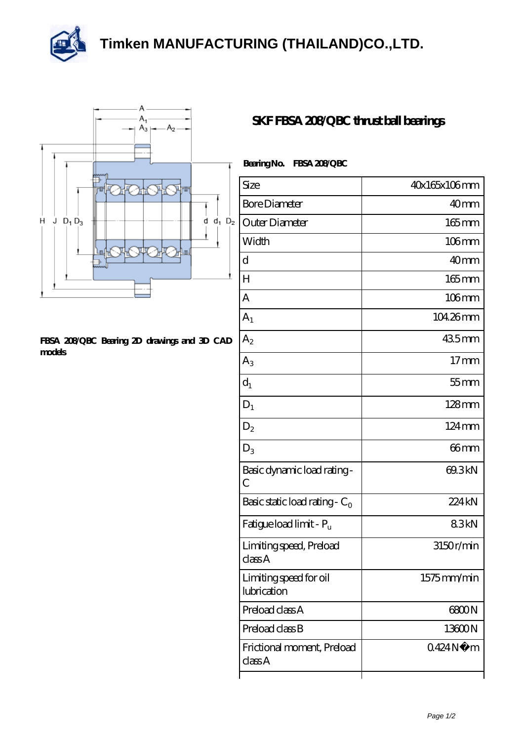# Timken MANUFACTURING (THAILAND)CO.,LTD.

## SKF FBSA 208/QBC thrust ball bearings

FBSA 208/QBC Bearing 2D drawings and 3D CAD models

**Bearing No.** **FBSA 208/QBC**

| Size | 40x165x106 mm |
|---|---|
| Bore Diameter | 40 mm |
| Outer Diameter | 165 mm |
| Width | 106 mm |
| d | 40 mm |
| H | 165 mm |
| A | 106 mm |
| $A_1$ | 104.26 mm |
| $A_2$ | 43.5 mm |
| $A_3$ | 17 mm |
| $d_1$ | 55 mm |
| $D_1$ | 128 mm |
| $D_2$ | 124 mm |
| $D_3$ | 66 mm |
| Basic dynamic load rating - C | 69.3 kN |
| Basic static load rating - $C_0$ | 224 kN |
| Fatigue load limit - $P_u$ | 8.3 kN |
| Limiting speed, Preload class A | 3150 r/min |
| Limiting speed for oil lubrication | 1575 mm/min |
| Preload class A | 6800 N |
| Preload class B | 13600 N |
| Frictional moment, Preload class A | 0.424 N�m |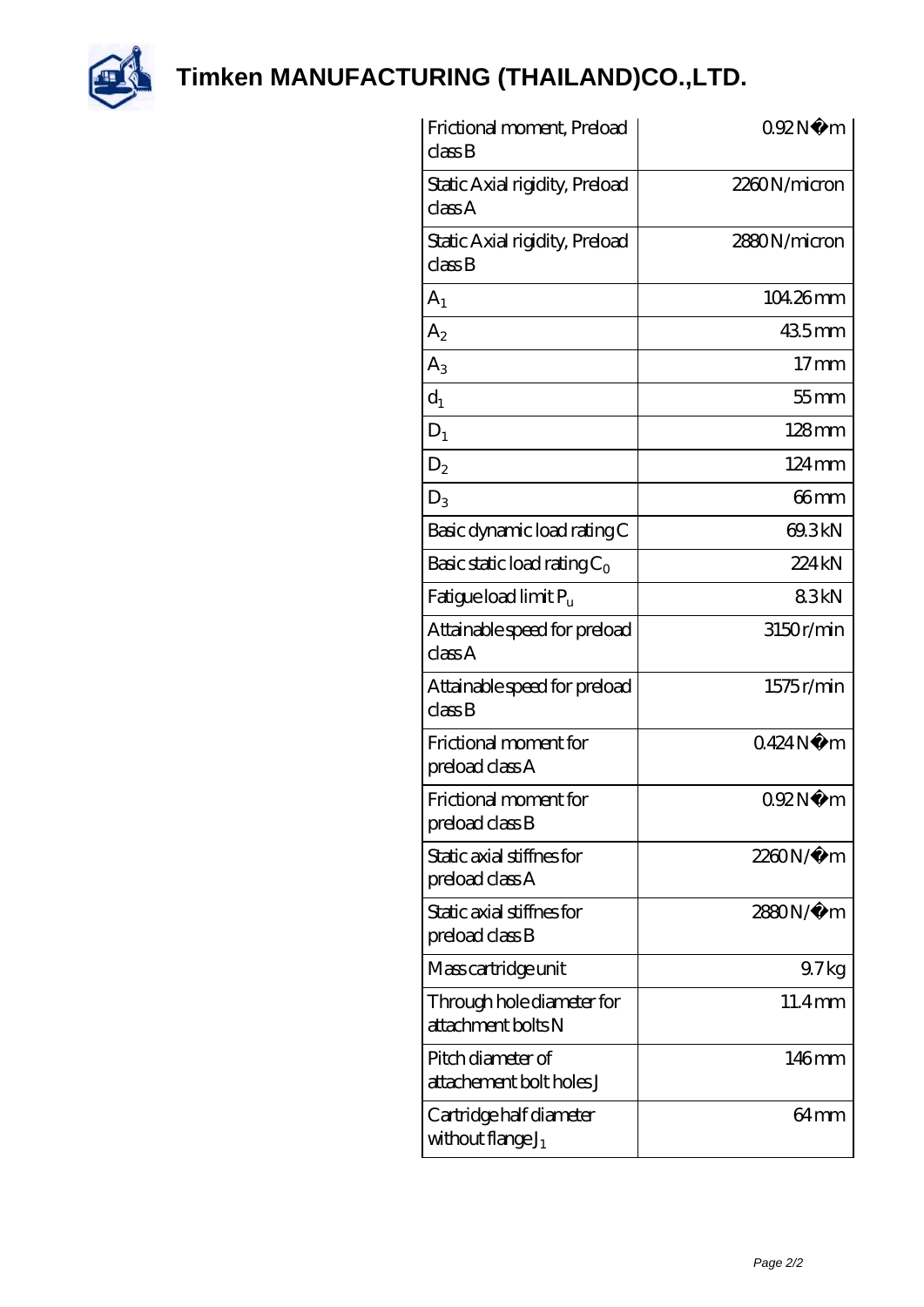# Timken MANUFACTURING (THAILAND)CO.,LTD.

| | |
|---|---|
| Frictional moment, Preload class B | 0.92 N�m |
| Static Axial rigidity, Preload class A | 2260 N/micron |
| Static Axial rigidity, Preload class B | 2880 N/micron |
| $A_1$ | 104.26 mm |
| $A_2$ | 43.5 mm |
| $A_3$ | 17 mm |
| $d_1$ | 55 mm |
| $D_1$ | 128 mm |
| $D_2$ | 124 mm |
| $D_3$ | 66 mm |
| Basic dynamic load rating C | 69.3 kN |
| Basic static load rating $C_0$ | 224 kN |
| Fatigue load limit $P_u$ | 8.3 kN |
| Attainable speed for preload class A | 3150 r/min |
| Attainable speed for preload class B | 1575 r/min |
| Frictional moment for preload class A | 0.424 N�m |
| Frictional moment for preload class B | 0.92 N�m |
| Static axial stiffnes for preload class A | 2260 N/�m |
| Static axial stiffnes for preload class B | 2880 N/�m |
| Mass cartridge unit | 9.7 kg |
| Through hole diameter for attachment bolts N | 11.4 mm |
| Pitch diameter of attachement bolt holes J | 146 mm |
| Cartridge half diameter without flange $J_1$ | 64 mm |